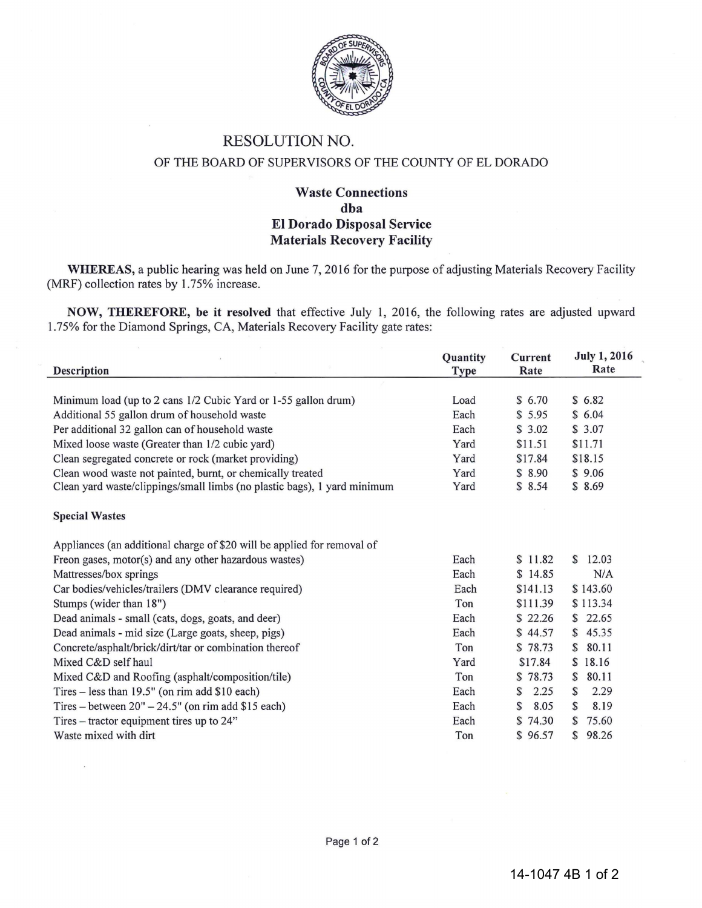# RESOLUTION NO.

OF THE BOARD OF SUPERVISORS OF THE COUNTY OF EL DORADO

## Waste Connections
## dba
## El Dorado Disposal Service
## Materials Recovery Facility

**WHEREAS,** a public hearing was held on June 7, 2016 for the purpose of adjusting Materials Recovery Facility (MRF) collection rates by 1.75% increase.

**NOW, THEREFORE, be it resolved** that effective July 1, 2016, the following rates are adjusted upward 1.75% for the Diamond Springs, CA, Materials Recovery Facility gate rates:

| Description | Quantity Type | Current Rate | July 1, 2016 Rate |
|---|---|---|---|
| Minimum load (up to 2 cans 1/2 Cubic Yard or 1-55 gallon drum) | Load | $ 6.70 | $ 6.82 |
| Additional 55 gallon drum of household waste | Each | $ 5.95 | $ 6.04 |
| Per additional 32 gallon can of household waste | Each | $ 3.02 | $ 3.07 |
| Mixed loose waste (Greater than 1/2 cubic yard) | Yard | $11.51 | $11.71 |
| Clean segregated concrete or rock (market providing) | Yard | $17.84 | $18.15 |
| Clean wood waste not painted, burnt, or chemically treated | Yard | $ 8.90 | $ 9.06 |
| Clean yard waste/clippings/small limbs (no plastic bags), 1 yard minimum | Yard | $ 8.54 | $ 8.69 |
| **Special Wastes** | | | |
| Appliances (an additional charge of $20 will be applied for removal of Freon gases, motor(s) and any other hazardous wastes) | Each | $ 11.82 | $ 12.03 |
| Mattresses/box springs | Each | $ 14.85 | N/A |
| Car bodies/vehicles/trailers (DMV clearance required) | Each | $141.13 | $ 143.60 |
| Stumps (wider than 18") | Ton | $111.39 | $ 113.34 |
| Dead animals - small (cats, dogs, goats, and deer) | Each | $ 22.26 | $ 22.65 |
| Dead animals - mid size (Large goats, sheep, pigs) | Each | $ 44.57 | $ 45.35 |
| Concrete/asphalt/brick/dirt/tar or combination thereof | Ton | $ 78.73 | $ 80.11 |
| Mixed C&D self haul | Yard | $17.84 | $ 18.16 |
| Mixed C&D and Roofing (asphalt/composition/tile) | Ton | $ 78.73 | $ 80.11 |
| Tires – less than 19.5" (on rim add $10 each) | Each | $ 2.25 | $ 2.29 |
| Tires – between 20" – 24.5" (on rim add $15 each) | Each | $ 8.05 | $ 8.19 |
| Tires – tractor equipment tires up to 24" | Each | $ 74.30 | $ 75.60 |
| Waste mixed with dirt | Ton | $ 96.57 | $ 98.26 |

14-1047 4B 1 of 2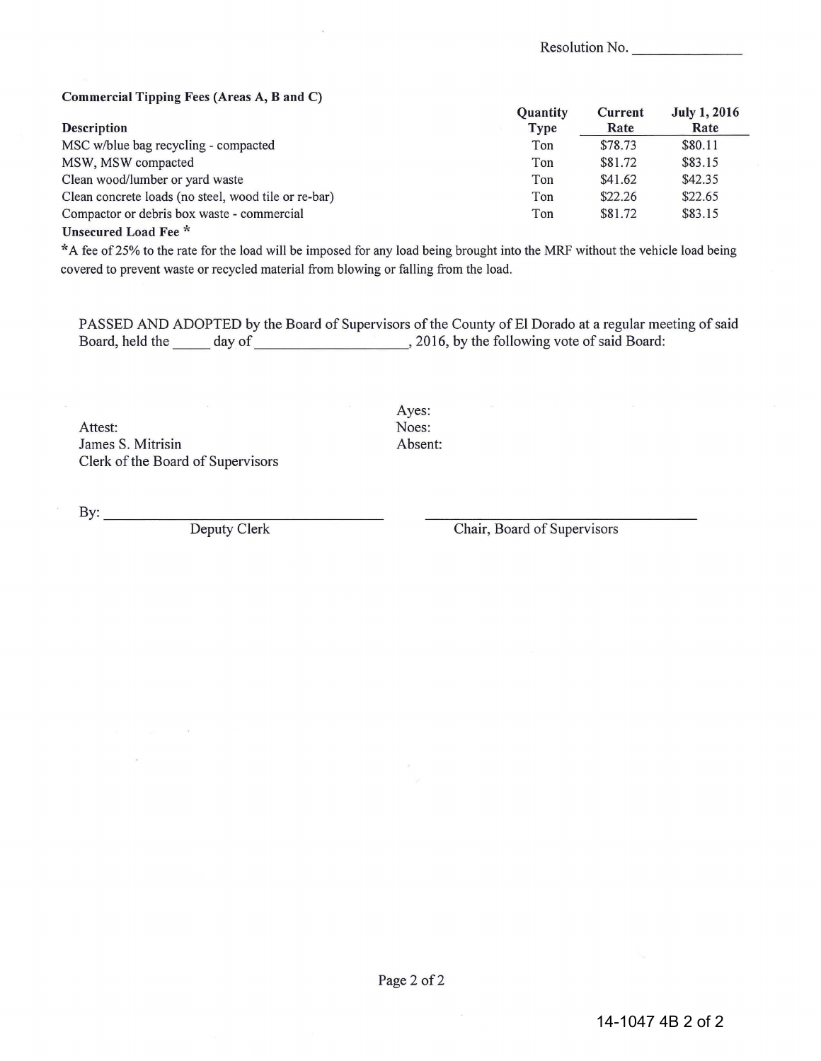Resolution No. ______________

**Commercial Tipping Fees (Areas A, B and C)**

| Description | Quantity Type | Current Rate | July 1, 2016 Rate |
|---|---|---|---|
| MSC w/blue bag recycling - compacted | Ton | $78.73 | $80.11 |
| MSW, MSW compacted | Ton | $81.72 | $83.15 |
| Clean wood/lumber or yard waste | Ton | $41.62 | $42.35 |
| Clean concrete loads (no steel, wood tile or re-bar) | Ton | $22.26 | $22.65 |
| Compactor or debris box waste - commercial | Ton | $81.72 | $83.15 |

**Unsecured Load Fee** *

*A fee of 25% to the rate for the load will be imposed for any load being brought into the MRF without the vehicle load being covered to prevent waste or recycled material from blowing or falling from the load.

PASSED AND ADOPTED by the Board of Supervisors of the County of El Dorado at a regular meeting of said Board, held the _____ day of ___________________, 2016, by the following vote of said Board:

Ayes:
Noes:
Absent:

Attest:
James S. Mitrisin
Clerk of the Board of Supervisors

By: ___________________________________
Deputy Clerk

___________________________________
Chair, Board of Supervisors

14-1047 4B 2 of 2